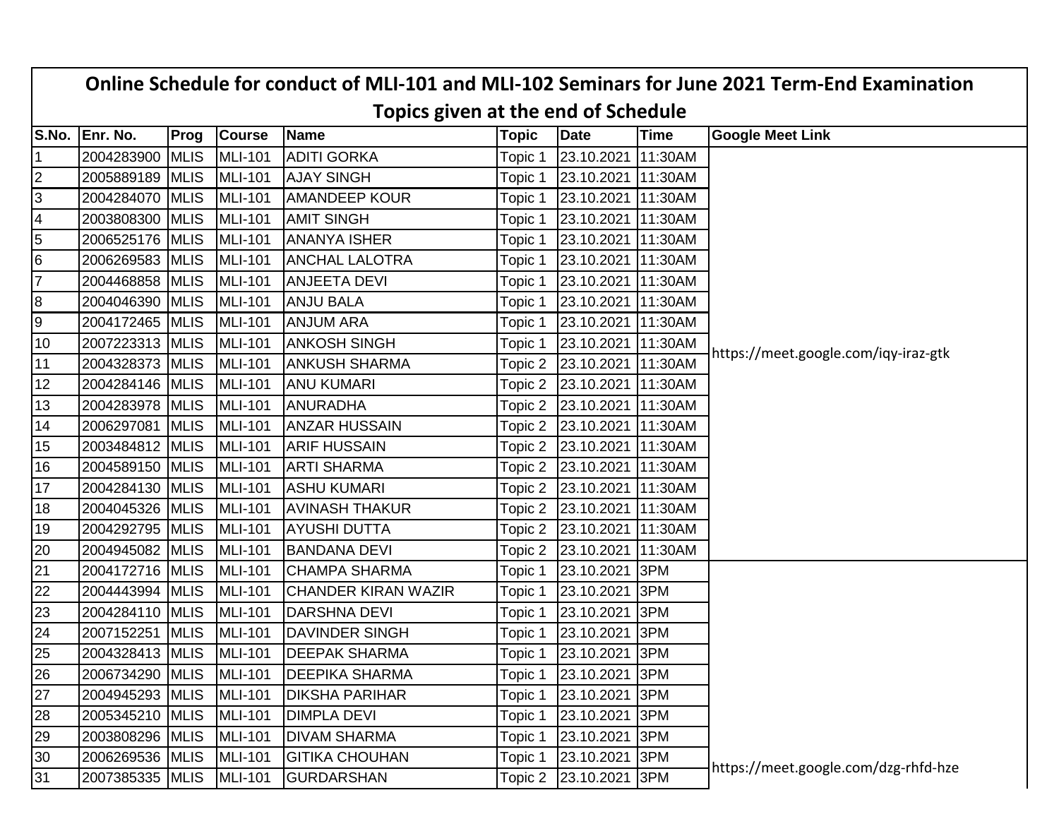# Online Schedule for conduct of MLI-101 and MLI-102 Seminars for June 2021 Term-End Examination

## Topics given at the end of Schedule

| S.No. | Enr. No. | Prog | Course | Name | Topic | Date | Time | Google Meet Link |
|---|---|---|---|---|---|---|---|---|
| 1 | 2004283900 | MLIS | MLI-101 | ADITI GORKA | Topic 1 | 23.10.2021 | 11:30AM | https://meet.google.com/iqy-iraz-gtk |
| 2 | 2005889189 | MLIS | MLI-101 | AJAY SINGH | Topic 1 | 23.10.2021 | 11:30AM | |
| 3 | 2004284070 | MLIS | MLI-101 | AMANDEEP KOUR | Topic 1 | 23.10.2021 | 11:30AM | |
| 4 | 2003808300 | MLIS | MLI-101 | AMIT SINGH | Topic 1 | 23.10.2021 | 11:30AM | |
| 5 | 2006525176 | MLIS | MLI-101 | ANANYA ISHER | Topic 1 | 23.10.2021 | 11:30AM | |
| 6 | 2006269583 | MLIS | MLI-101 | ANCHAL LALOTRA | Topic 1 | 23.10.2021 | 11:30AM | |
| 7 | 2004468858 | MLIS | MLI-101 | ANJEETA DEVI | Topic 1 | 23.10.2021 | 11:30AM | |
| 8 | 2004046390 | MLIS | MLI-101 | ANJU BALA | Topic 1 | 23.10.2021 | 11:30AM | |
| 9 | 2004172465 | MLIS | MLI-101 | ANJUM ARA | Topic 1 | 23.10.2021 | 11:30AM | |
| 10 | 2007223313 | MLIS | MLI-101 | ANKOSH SINGH | Topic 1 | 23.10.2021 | 11:30AM | |
| 11 | 2004328373 | MLIS | MLI-101 | ANKUSH SHARMA | Topic 2 | 23.10.2021 | 11:30AM | |
| 12 | 2004284146 | MLIS | MLI-101 | ANU KUMARI | Topic 2 | 23.10.2021 | 11:30AM | |
| 13 | 2004283978 | MLIS | MLI-101 | ANURADHA | Topic 2 | 23.10.2021 | 11:30AM | |
| 14 | 2006297081 | MLIS | MLI-101 | ANZAR HUSSAIN | Topic 2 | 23.10.2021 | 11:30AM | |
| 15 | 2003484812 | MLIS | MLI-101 | ARIF HUSSAIN | Topic 2 | 23.10.2021 | 11:30AM | |
| 16 | 2004589150 | MLIS | MLI-101 | ARTI SHARMA | Topic 2 | 23.10.2021 | 11:30AM | |
| 17 | 2004284130 | MLIS | MLI-101 | ASHU KUMARI | Topic 2 | 23.10.2021 | 11:30AM | |
| 18 | 2004045326 | MLIS | MLI-101 | AVINASH THAKUR | Topic 2 | 23.10.2021 | 11:30AM | |
| 19 | 2004292795 | MLIS | MLI-101 | AYUSHI DUTTA | Topic 2 | 23.10.2021 | 11:30AM | |
| 20 | 2004945082 | MLIS | MLI-101 | BANDANA DEVI | Topic 2 | 23.10.2021 | 11:30AM | |
| 21 | 2004172716 | MLIS | MLI-101 | CHAMPA SHARMA | Topic 1 | 23.10.2021 | 3PM | https://meet.google.com/dzg-rhfd-hze |
| 22 | 2004443994 | MLIS | MLI-101 | CHANDER KIRAN WAZIR | Topic 1 | 23.10.2021 | 3PM | |
| 23 | 2004284110 | MLIS | MLI-101 | DARSHNA DEVI | Topic 1 | 23.10.2021 | 3PM | |
| 24 | 2007152251 | MLIS | MLI-101 | DAVINDER SINGH | Topic 1 | 23.10.2021 | 3PM | |
| 25 | 2004328413 | MLIS | MLI-101 | DEEPAK SHARMA | Topic 1 | 23.10.2021 | 3PM | |
| 26 | 2006734290 | MLIS | MLI-101 | DEEPIKA SHARMA | Topic 1 | 23.10.2021 | 3PM | |
| 27 | 2004945293 | MLIS | MLI-101 | DIKSHA PARIHAR | Topic 1 | 23.10.2021 | 3PM | |
| 28 | 2005345210 | MLIS | MLI-101 | DIMPLA DEVI | Topic 1 | 23.10.2021 | 3PM | |
| 29 | 2003808296 | MLIS | MLI-101 | DIVAM SHARMA | Topic 1 | 23.10.2021 | 3PM | |
| 30 | 2006269536 | MLIS | MLI-101 | GITIKA CHOUHAN | Topic 1 | 23.10.2021 | 3PM | |
| 31 | 2007385335 | MLIS | MLI-101 | GURDARSHAN | Topic 2 | 23.10.2021 | 3PM | |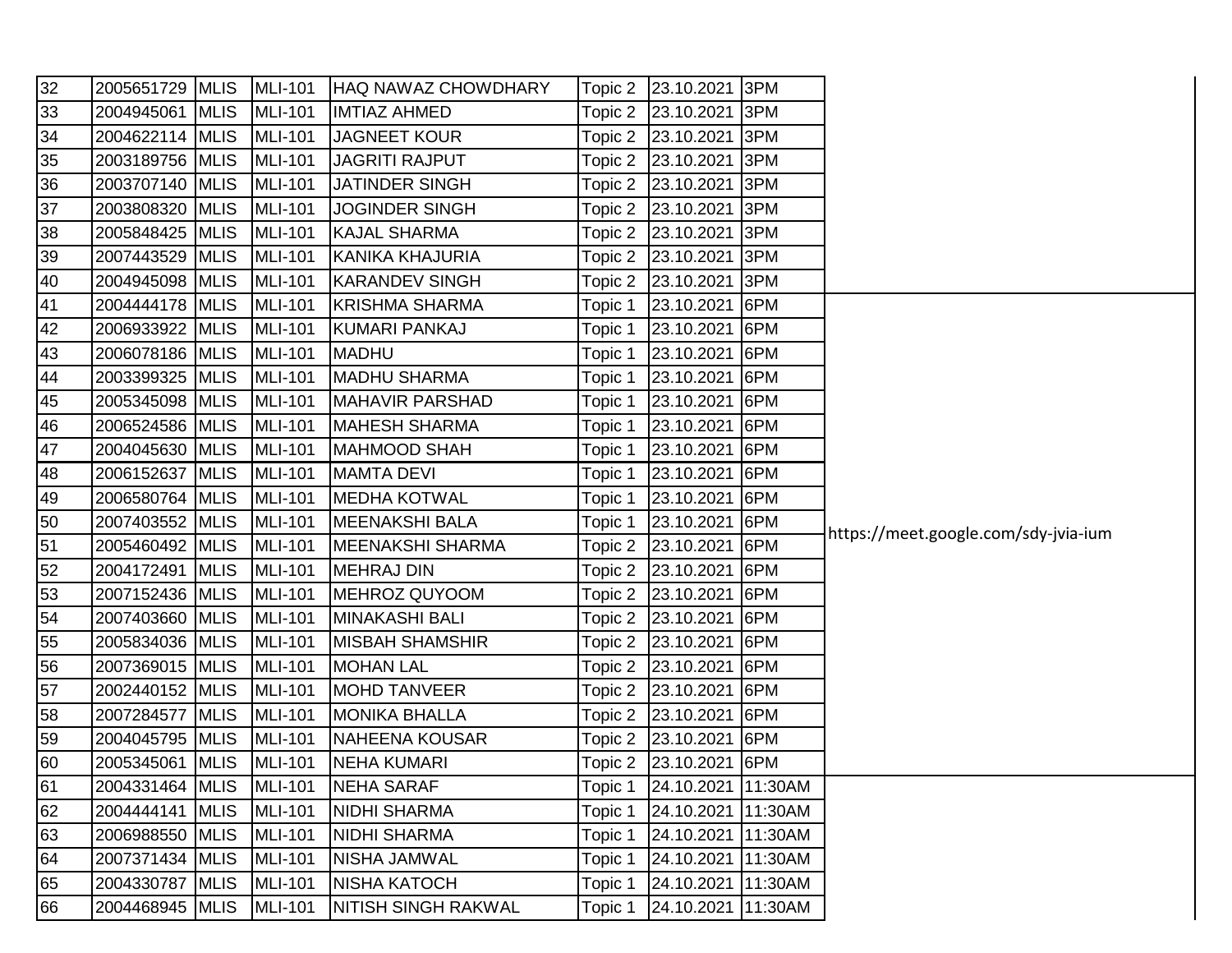| | | | | | | | | |
|---|---|---|---|---|---|---|---|---|
| 32 | 2005651729 | MLIS | MLI-101 | HAQ NAWAZ CHOWDHARY | Topic 2 | 23.10.2021 | 3PM | |
| 33 | 2004945061 | MLIS | MLI-101 | IMTIAZ AHMED | Topic 2 | 23.10.2021 | 3PM | |
| 34 | 2004622114 | MLIS | MLI-101 | JAGNEET KOUR | Topic 2 | 23.10.2021 | 3PM | |
| 35 | 2003189756 | MLIS | MLI-101 | JAGRITI RAJPUT | Topic 2 | 23.10.2021 | 3PM | |
| 36 | 2003707140 | MLIS | MLI-101 | JATINDER SINGH | Topic 2 | 23.10.2021 | 3PM | |
| 37 | 2003808320 | MLIS | MLI-101 | JOGINDER SINGH | Topic 2 | 23.10.2021 | 3PM | |
| 38 | 2005848425 | MLIS | MLI-101 | KAJAL SHARMA | Topic 2 | 23.10.2021 | 3PM | |
| 39 | 2007443529 | MLIS | MLI-101 | KANIKA KHAJURIA | Topic 2 | 23.10.2021 | 3PM | |
| 40 | 2004945098 | MLIS | MLI-101 | KARANDEV SINGH | Topic 2 | 23.10.2021 | 3PM | |
| 41 | 2004444178 | MLIS | MLI-101 | KRISHMA SHARMA | Topic 1 | 23.10.2021 | 6PM | https://meet.google.com/sdy-jvia-ium |
| 42 | 2006933922 | MLIS | MLI-101 | KUMARI PANKAJ | Topic 1 | 23.10.2021 | 6PM | |
| 43 | 2006078186 | MLIS | MLI-101 | MADHU | Topic 1 | 23.10.2021 | 6PM | |
| 44 | 2003399325 | MLIS | MLI-101 | MADHU SHARMA | Topic 1 | 23.10.2021 | 6PM | |
| 45 | 2005345098 | MLIS | MLI-101 | MAHAVIR PARSHAD | Topic 1 | 23.10.2021 | 6PM | |
| 46 | 2006524586 | MLIS | MLI-101 | MAHESH SHARMA | Topic 1 | 23.10.2021 | 6PM | |
| 47 | 2004045630 | MLIS | MLI-101 | MAHMOOD SHAH | Topic 1 | 23.10.2021 | 6PM | |
| 48 | 2006152637 | MLIS | MLI-101 | MAMTA DEVI | Topic 1 | 23.10.2021 | 6PM | |
| 49 | 2006580764 | MLIS | MLI-101 | MEDHA KOTWAL | Topic 1 | 23.10.2021 | 6PM | |
| 50 | 2007403552 | MLIS | MLI-101 | MEENAKSHI BALA | Topic 1 | 23.10.2021 | 6PM | |
| 51 | 2005460492 | MLIS | MLI-101 | MEENAKSHI SHARMA | Topic 2 | 23.10.2021 | 6PM | |
| 52 | 2004172491 | MLIS | MLI-101 | MEHRAJ DIN | Topic 2 | 23.10.2021 | 6PM | |
| 53 | 2007152436 | MLIS | MLI-101 | MEHROZ QUYOOM | Topic 2 | 23.10.2021 | 6PM | |
| 54 | 2007403660 | MLIS | MLI-101 | MINAKASHI BALI | Topic 2 | 23.10.2021 | 6PM | |
| 55 | 2005834036 | MLIS | MLI-101 | MISBAH SHAMSHIR | Topic 2 | 23.10.2021 | 6PM | |
| 56 | 2007369015 | MLIS | MLI-101 | MOHAN LAL | Topic 2 | 23.10.2021 | 6PM | |
| 57 | 2002440152 | MLIS | MLI-101 | MOHD TANVEER | Topic 2 | 23.10.2021 | 6PM | |
| 58 | 2007284577 | MLIS | MLI-101 | MONIKA BHALLA | Topic 2 | 23.10.2021 | 6PM | |
| 59 | 2004045795 | MLIS | MLI-101 | NAHEENA KOUSAR | Topic 2 | 23.10.2021 | 6PM | |
| 60 | 2005345061 | MLIS | MLI-101 | NEHA KUMARI | Topic 2 | 23.10.2021 | 6PM | |
| 61 | 2004331464 | MLIS | MLI-101 | NEHA SARAF | Topic 1 | 24.10.2021 | 11:30AM | |
| 62 | 2004444141 | MLIS | MLI-101 | NIDHI SHARMA | Topic 1 | 24.10.2021 | 11:30AM | |
| 63 | 2006988550 | MLIS | MLI-101 | NIDHI SHARMA | Topic 1 | 24.10.2021 | 11:30AM | |
| 64 | 2007371434 | MLIS | MLI-101 | NISHA JAMWAL | Topic 1 | 24.10.2021 | 11:30AM | |
| 65 | 2004330787 | MLIS | MLI-101 | NISHA KATOCH | Topic 1 | 24.10.2021 | 11:30AM | |
| 66 | 2004468945 | MLIS | MLI-101 | NITISH SINGH RAKWAL | Topic 1 | 24.10.2021 | 11:30AM | |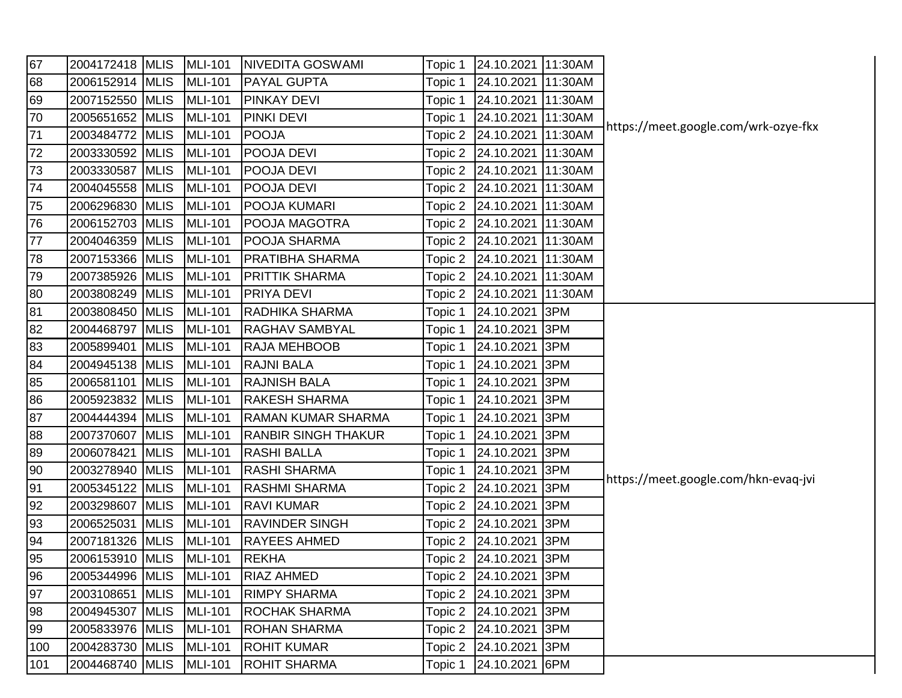| | | | | | | | | |
|---|---|---|---|---|---|---|---|---|
| 67 | 2004172418 | MLIS | MLI-101 | NIVEDITA GOSWAMI | Topic 1 | 24.10.2021 | 11:30AM | https://meet.google.com/wrk-ozye-fkx |
| 68 | 2006152914 | MLIS | MLI-101 | PAYAL GUPTA | Topic 1 | 24.10.2021 | 11:30AM | |
| 69 | 2007152550 | MLIS | MLI-101 | PINKAY DEVI | Topic 1 | 24.10.2021 | 11:30AM | |
| 70 | 2005651652 | MLIS | MLI-101 | PINKI DEVI | Topic 1 | 24.10.2021 | 11:30AM | |
| 71 | 2003484772 | MLIS | MLI-101 | POOJA | Topic 2 | 24.10.2021 | 11:30AM | |
| 72 | 2003330592 | MLIS | MLI-101 | POOJA DEVI | Topic 2 | 24.10.2021 | 11:30AM | |
| 73 | 2003330587 | MLIS | MLI-101 | POOJA DEVI | Topic 2 | 24.10.2021 | 11:30AM | |
| 74 | 2004045558 | MLIS | MLI-101 | POOJA DEVI | Topic 2 | 24.10.2021 | 11:30AM | |
| 75 | 2006296830 | MLIS | MLI-101 | POOJA KUMARI | Topic 2 | 24.10.2021 | 11:30AM | |
| 76 | 2006152703 | MLIS | MLI-101 | POOJA MAGOTRA | Topic 2 | 24.10.2021 | 11:30AM | |
| 77 | 2004046359 | MLIS | MLI-101 | POOJA SHARMA | Topic 2 | 24.10.2021 | 11:30AM | |
| 78 | 2007153366 | MLIS | MLI-101 | PRATIBHA SHARMA | Topic 2 | 24.10.2021 | 11:30AM | |
| 79 | 2007385926 | MLIS | MLI-101 | PRITTIK SHARMA | Topic 2 | 24.10.2021 | 11:30AM | |
| 80 | 2003808249 | MLIS | MLI-101 | PRIYA DEVI | Topic 2 | 24.10.2021 | 11:30AM | |
| 81 | 2003808450 | MLIS | MLI-101 | RADHIKA SHARMA | Topic 1 | 24.10.2021 | 3PM | https://meet.google.com/hkn-evaq-jvi |
| 82 | 2004468797 | MLIS | MLI-101 | RAGHAV SAMBYAL | Topic 1 | 24.10.2021 | 3PM | |
| 83 | 2005899401 | MLIS | MLI-101 | RAJA MEHBOOB | Topic 1 | 24.10.2021 | 3PM | |
| 84 | 2004945138 | MLIS | MLI-101 | RAJNI BALA | Topic 1 | 24.10.2021 | 3PM | |
| 85 | 2006581101 | MLIS | MLI-101 | RAJNISH BALA | Topic 1 | 24.10.2021 | 3PM | |
| 86 | 2005923832 | MLIS | MLI-101 | RAKESH SHARMA | Topic 1 | 24.10.2021 | 3PM | |
| 87 | 2004444394 | MLIS | MLI-101 | RAMAN KUMAR SHARMA | Topic 1 | 24.10.2021 | 3PM | |
| 88 | 2007370607 | MLIS | MLI-101 | RANBIR SINGH THAKUR | Topic 1 | 24.10.2021 | 3PM | |
| 89 | 2006078421 | MLIS | MLI-101 | RASHI BALLA | Topic 1 | 24.10.2021 | 3PM | |
| 90 | 2003278940 | MLIS | MLI-101 | RASHI SHARMA | Topic 1 | 24.10.2021 | 3PM | |
| 91 | 2005345122 | MLIS | MLI-101 | RASHMI SHARMA | Topic 2 | 24.10.2021 | 3PM | |
| 92 | 2003298607 | MLIS | MLI-101 | RAVI KUMAR | Topic 2 | 24.10.2021 | 3PM | |
| 93 | 2006525031 | MLIS | MLI-101 | RAVINDER SINGH | Topic 2 | 24.10.2021 | 3PM | |
| 94 | 2007181326 | MLIS | MLI-101 | RAYEES AHMED | Topic 2 | 24.10.2021 | 3PM | |
| 95 | 2006153910 | MLIS | MLI-101 | REKHA | Topic 2 | 24.10.2021 | 3PM | |
| 96 | 2005344996 | MLIS | MLI-101 | RIAZ AHMED | Topic 2 | 24.10.2021 | 3PM | |
| 97 | 2003108651 | MLIS | MLI-101 | RIMPY SHARMA | Topic 2 | 24.10.2021 | 3PM | |
| 98 | 2004945307 | MLIS | MLI-101 | ROCHAK SHARMA | Topic 2 | 24.10.2021 | 3PM | |
| 99 | 2005833976 | MLIS | MLI-101 | ROHAN SHARMA | Topic 2 | 24.10.2021 | 3PM | |
| 100 | 2004283730 | MLIS | MLI-101 | ROHIT KUMAR | Topic 2 | 24.10.2021 | 3PM | |
| 101 | 2004468740 | MLIS | MLI-101 | ROHIT SHARMA | Topic 1 | 24.10.2021 | 6PM | |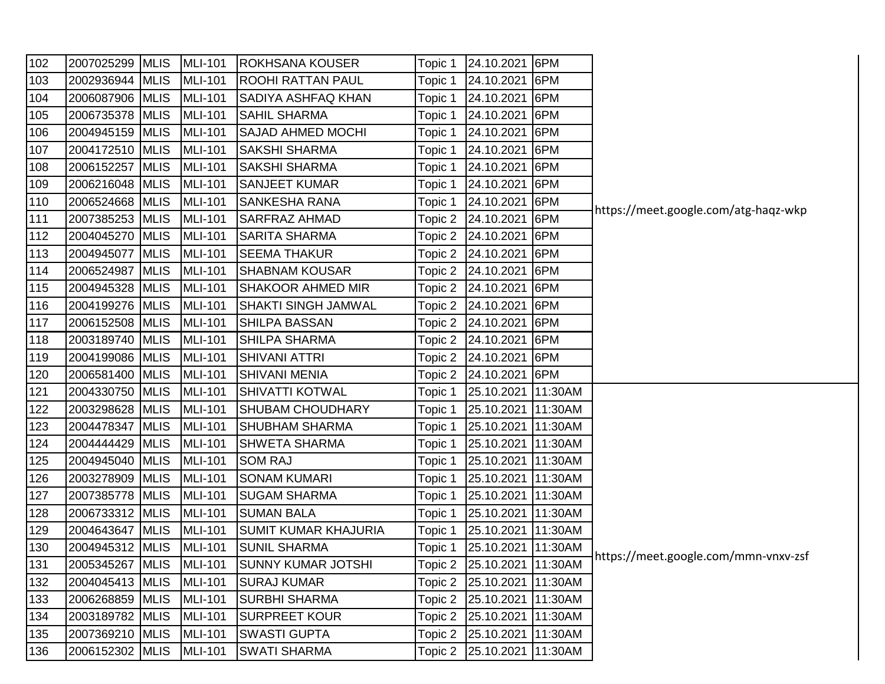| | | | | | | | | |
|---|---|---|---|---|---|---|---|---|
| 102 | 2007025299 | MLIS | MLI-101 | ROKHSANA KOUSER | Topic 1 | 24.10.2021 | 6PM | https://meet.google.com/atg-haqz-wkp |
| 103 | 2002936944 | MLIS | MLI-101 | ROOHI RATTAN PAUL | Topic 1 | 24.10.2021 | 6PM | |
| 104 | 2006087906 | MLIS | MLI-101 | SADIYA ASHFAQ KHAN | Topic 1 | 24.10.2021 | 6PM | |
| 105 | 2006735378 | MLIS | MLI-101 | SAHIL SHARMA | Topic 1 | 24.10.2021 | 6PM | |
| 106 | 2004945159 | MLIS | MLI-101 | SAJAD AHMED MOCHI | Topic 1 | 24.10.2021 | 6PM | |
| 107 | 2004172510 | MLIS | MLI-101 | SAKSHI SHARMA | Topic 1 | 24.10.2021 | 6PM | |
| 108 | 2006152257 | MLIS | MLI-101 | SAKSHI SHARMA | Topic 1 | 24.10.2021 | 6PM | |
| 109 | 2006216048 | MLIS | MLI-101 | SANJEET KUMAR | Topic 1 | 24.10.2021 | 6PM | |
| 110 | 2006524668 | MLIS | MLI-101 | SANKESHA RANA | Topic 1 | 24.10.2021 | 6PM | |
| 111 | 2007385253 | MLIS | MLI-101 | SARFRAZ AHMAD | Topic 2 | 24.10.2021 | 6PM | |
| 112 | 2004045270 | MLIS | MLI-101 | SARITA SHARMA | Topic 2 | 24.10.2021 | 6PM | |
| 113 | 2004945077 | MLIS | MLI-101 | SEEMA THAKUR | Topic 2 | 24.10.2021 | 6PM | |
| 114 | 2006524987 | MLIS | MLI-101 | SHABNAM KOUSAR | Topic 2 | 24.10.2021 | 6PM | |
| 115 | 2004945328 | MLIS | MLI-101 | SHAKOOR AHMED MIR | Topic 2 | 24.10.2021 | 6PM | |
| 116 | 2004199276 | MLIS | MLI-101 | SHAKTI SINGH JAMWAL | Topic 2 | 24.10.2021 | 6PM | |
| 117 | 2006152508 | MLIS | MLI-101 | SHILPA BASSAN | Topic 2 | 24.10.2021 | 6PM | |
| 118 | 2003189740 | MLIS | MLI-101 | SHILPA SHARMA | Topic 2 | 24.10.2021 | 6PM | |
| 119 | 2004199086 | MLIS | MLI-101 | SHIVANI ATTRI | Topic 2 | 24.10.2021 | 6PM | |
| 120 | 2006581400 | MLIS | MLI-101 | SHIVANI MENIA | Topic 2 | 24.10.2021 | 6PM | |
| 121 | 2004330750 | MLIS | MLI-101 | SHIVATTI KOTWAL | Topic 1 | 25.10.2021 | 11:30AM | https://meet.google.com/mmn-vnxv-zsf |
| 122 | 2003298628 | MLIS | MLI-101 | SHUBAM CHOUDHARY | Topic 1 | 25.10.2021 | 11:30AM | |
| 123 | 2004478347 | MLIS | MLI-101 | SHUBHAM SHARMA | Topic 1 | 25.10.2021 | 11:30AM | |
| 124 | 2004444429 | MLIS | MLI-101 | SHWETA SHARMA | Topic 1 | 25.10.2021 | 11:30AM | |
| 125 | 2004945040 | MLIS | MLI-101 | SOM RAJ | Topic 1 | 25.10.2021 | 11:30AM | |
| 126 | 2003278909 | MLIS | MLI-101 | SONAM KUMARI | Topic 1 | 25.10.2021 | 11:30AM | |
| 127 | 2007385778 | MLIS | MLI-101 | SUGAM SHARMA | Topic 1 | 25.10.2021 | 11:30AM | |
| 128 | 2006733312 | MLIS | MLI-101 | SUMAN BALA | Topic 1 | 25.10.2021 | 11:30AM | |
| 129 | 2004643647 | MLIS | MLI-101 | SUMIT KUMAR KHAJURIA | Topic 1 | 25.10.2021 | 11:30AM | |
| 130 | 2004945312 | MLIS | MLI-101 | SUNIL SHARMA | Topic 1 | 25.10.2021 | 11:30AM | |
| 131 | 2005345267 | MLIS | MLI-101 | SUNNY KUMAR JOTSHI | Topic 2 | 25.10.2021 | 11:30AM | |
| 132 | 2004045413 | MLIS | MLI-101 | SURAJ KUMAR | Topic 2 | 25.10.2021 | 11:30AM | |
| 133 | 2006268859 | MLIS | MLI-101 | SURBHI SHARMA | Topic 2 | 25.10.2021 | 11:30AM | |
| 134 | 2003189782 | MLIS | MLI-101 | SURPREET KOUR | Topic 2 | 25.10.2021 | 11:30AM | |
| 135 | 2007369210 | MLIS | MLI-101 | SWASTI GUPTA | Topic 2 | 25.10.2021 | 11:30AM | |
| 136 | 2006152302 | MLIS | MLI-101 | SWATI SHARMA | Topic 2 | 25.10.2021 | 11:30AM | |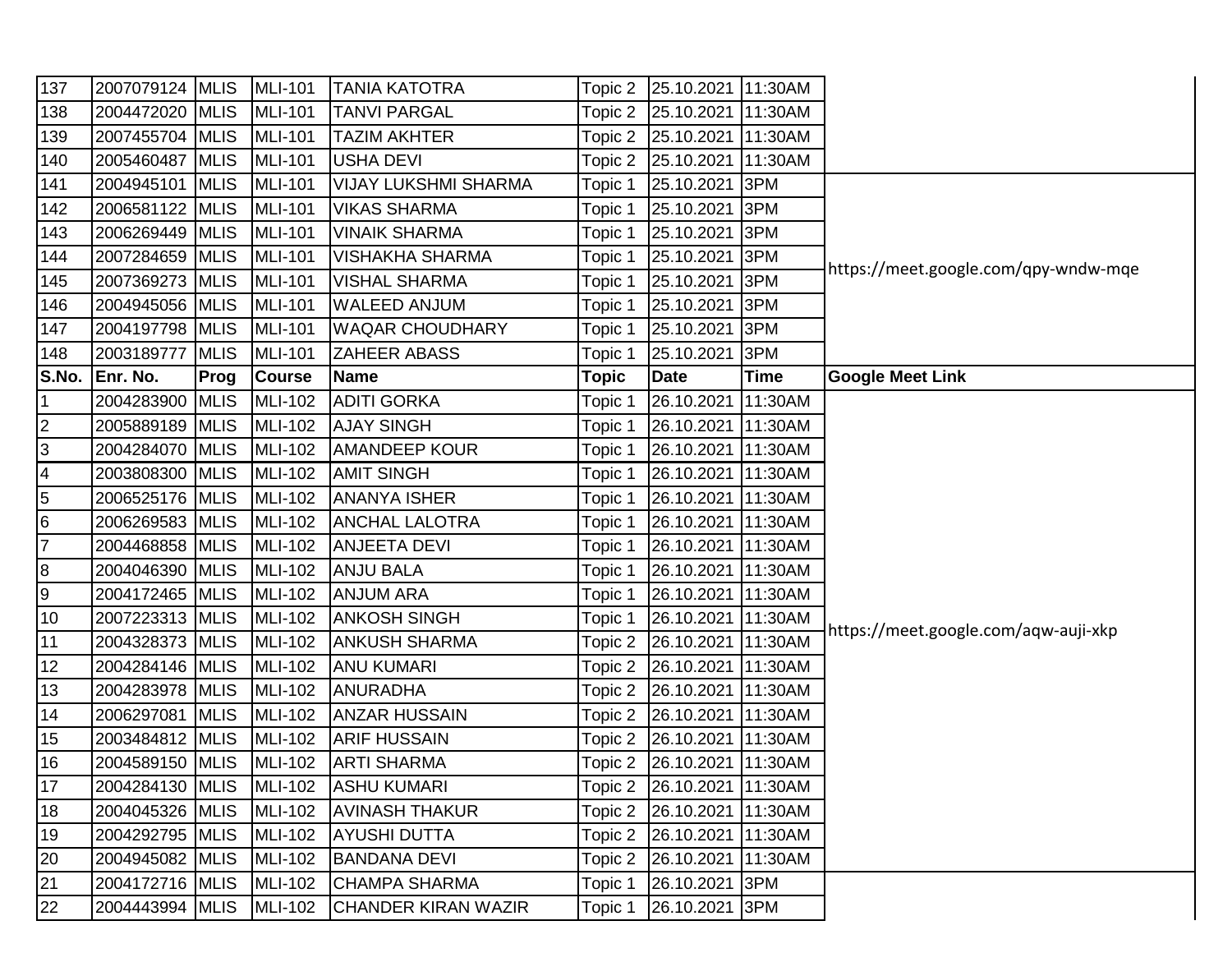| | | | | | | | | |
|---|---|---|---|---|---|---|---|---|
| 137 | 2007079124 | MLIS | MLI-101 | TANIA KATOTRA | Topic 2 | 25.10.2021 | 11:30AM | |
| 138 | 2004472020 | MLIS | MLI-101 | TANVI PARGAL | Topic 2 | 25.10.2021 | 11:30AM | |
| 139 | 2007455704 | MLIS | MLI-101 | TAZIM AKHTER | Topic 2 | 25.10.2021 | 11:30AM | |
| 140 | 2005460487 | MLIS | MLI-101 | USHA DEVI | Topic 2 | 25.10.2021 | 11:30AM | |
| 141 | 2004945101 | MLIS | MLI-101 | VIJAY LUKSHMI SHARMA | Topic 1 | 25.10.2021 | 3PM | https://meet.google.com/qpy-wndw-mqe |
| 142 | 2006581122 | MLIS | MLI-101 | VIKAS SHARMA | Topic 1 | 25.10.2021 | 3PM | |
| 143 | 2006269449 | MLIS | MLI-101 | VINAIK SHARMA | Topic 1 | 25.10.2021 | 3PM | |
| 144 | 2007284659 | MLIS | MLI-101 | VISHAKHA SHARMA | Topic 1 | 25.10.2021 | 3PM | |
| 145 | 2007369273 | MLIS | MLI-101 | VISHAL SHARMA | Topic 1 | 25.10.2021 | 3PM | |
| 146 | 2004945056 | MLIS | MLI-101 | WALEED ANJUM | Topic 1 | 25.10.2021 | 3PM | |
| 147 | 2004197798 | MLIS | MLI-101 | WAQAR CHOUDHARY | Topic 1 | 25.10.2021 | 3PM | |
| 148 | 2003189777 | MLIS | MLI-101 | ZAHEER ABASS | Topic 1 | 25.10.2021 | 3PM | |
| **S.No.** | **Enr. No.** | **Prog** | **Course** | **Name** | **Topic** | **Date** | **Time** | **Google Meet Link** |
| 1 | 2004283900 | MLIS | MLI-102 | ADITI GORKA | Topic 1 | 26.10.2021 | 11:30AM | https://meet.google.com/aqw-auji-xkp |
| 2 | 2005889189 | MLIS | MLI-102 | AJAY SINGH | Topic 1 | 26.10.2021 | 11:30AM | |
| 3 | 2004284070 | MLIS | MLI-102 | AMANDEEP KOUR | Topic 1 | 26.10.2021 | 11:30AM | |
| 4 | 2003808300 | MLIS | MLI-102 | AMIT SINGH | Topic 1 | 26.10.2021 | 11:30AM | |
| 5 | 2006525176 | MLIS | MLI-102 | ANANYA ISHER | Topic 1 | 26.10.2021 | 11:30AM | |
| 6 | 2006269583 | MLIS | MLI-102 | ANCHAL LALOTRA | Topic 1 | 26.10.2021 | 11:30AM | |
| 7 | 2004468858 | MLIS | MLI-102 | ANJEETA DEVI | Topic 1 | 26.10.2021 | 11:30AM | |
| 8 | 2004046390 | MLIS | MLI-102 | ANJU BALA | Topic 1 | 26.10.2021 | 11:30AM | |
| 9 | 2004172465 | MLIS | MLI-102 | ANJUM ARA | Topic 1 | 26.10.2021 | 11:30AM | |
| 10 | 2007223313 | MLIS | MLI-102 | ANKOSH SINGH | Topic 1 | 26.10.2021 | 11:30AM | |
| 11 | 2004328373 | MLIS | MLI-102 | ANKUSH SHARMA | Topic 2 | 26.10.2021 | 11:30AM | |
| 12 | 2004284146 | MLIS | MLI-102 | ANU KUMARI | Topic 2 | 26.10.2021 | 11:30AM | |
| 13 | 2004283978 | MLIS | MLI-102 | ANURADHA | Topic 2 | 26.10.2021 | 11:30AM | |
| 14 | 2006297081 | MLIS | MLI-102 | ANZAR HUSSAIN | Topic 2 | 26.10.2021 | 11:30AM | |
| 15 | 2003484812 | MLIS | MLI-102 | ARIF HUSSAIN | Topic 2 | 26.10.2021 | 11:30AM | |
| 16 | 2004589150 | MLIS | MLI-102 | ARTI SHARMA | Topic 2 | 26.10.2021 | 11:30AM | |
| 17 | 2004284130 | MLIS | MLI-102 | ASHU KUMARI | Topic 2 | 26.10.2021 | 11:30AM | |
| 18 | 2004045326 | MLIS | MLI-102 | AVINASH THAKUR | Topic 2 | 26.10.2021 | 11:30AM | |
| 19 | 2004292795 | MLIS | MLI-102 | AYUSHI DUTTA | Topic 2 | 26.10.2021 | 11:30AM | |
| 20 | 2004945082 | MLIS | MLI-102 | BANDANA DEVI | Topic 2 | 26.10.2021 | 11:30AM | |
| 21 | 2004172716 | MLIS | MLI-102 | CHAMPA SHARMA | Topic 1 | 26.10.2021 | 3PM | |
| 22 | 2004443994 | MLIS | MLI-102 | CHANDER KIRAN WAZIR | Topic 1 | 26.10.2021 | 3PM | |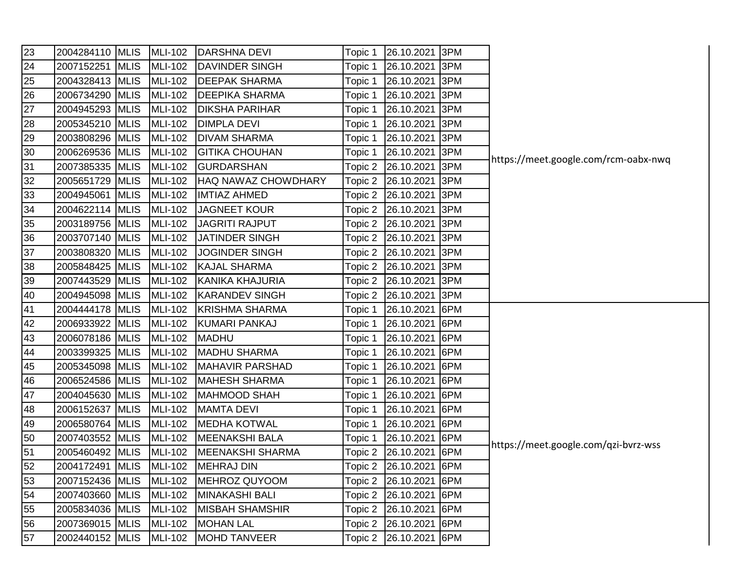| | | | | | | | | |
|---|---|---|---|---|---|---|---|---|
| 23 | 2004284110 | MLIS | MLI-102 | DARSHNA DEVI | Topic 1 | 26.10.2021 | 3PM | https://meet.google.com/rcm-oabx-nwq |
| 24 | 2007152251 | MLIS | MLI-102 | DAVINDER SINGH | Topic 1 | 26.10.2021 | 3PM | |
| 25 | 2004328413 | MLIS | MLI-102 | DEEPAK SHARMA | Topic 1 | 26.10.2021 | 3PM | |
| 26 | 2006734290 | MLIS | MLI-102 | DEEPIKA SHARMA | Topic 1 | 26.10.2021 | 3PM | |
| 27 | 2004945293 | MLIS | MLI-102 | DIKSHA PARIHAR | Topic 1 | 26.10.2021 | 3PM | |
| 28 | 2005345210 | MLIS | MLI-102 | DIMPLA DEVI | Topic 1 | 26.10.2021 | 3PM | |
| 29 | 2003808296 | MLIS | MLI-102 | DIVAM SHARMA | Topic 1 | 26.10.2021 | 3PM | |
| 30 | 2006269536 | MLIS | MLI-102 | GITIKA CHOUHAN | Topic 1 | 26.10.2021 | 3PM | |
| 31 | 2007385335 | MLIS | MLI-102 | GURDARSHAN | Topic 2 | 26.10.2021 | 3PM | |
| 32 | 2005651729 | MLIS | MLI-102 | HAQ NAWAZ CHOWDHARY | Topic 2 | 26.10.2021 | 3PM | |
| 33 | 2004945061 | MLIS | MLI-102 | IMTIAZ AHMED | Topic 2 | 26.10.2021 | 3PM | |
| 34 | 2004622114 | MLIS | MLI-102 | JAGNEET KOUR | Topic 2 | 26.10.2021 | 3PM | |
| 35 | 2003189756 | MLIS | MLI-102 | JAGRITI RAJPUT | Topic 2 | 26.10.2021 | 3PM | |
| 36 | 2003707140 | MLIS | MLI-102 | JATINDER SINGH | Topic 2 | 26.10.2021 | 3PM | |
| 37 | 2003808320 | MLIS | MLI-102 | JOGINDER SINGH | Topic 2 | 26.10.2021 | 3PM | |
| 38 | 2005848425 | MLIS | MLI-102 | KAJAL SHARMA | Topic 2 | 26.10.2021 | 3PM | |
| 39 | 2007443529 | MLIS | MLI-102 | KANIKA KHAJURIA | Topic 2 | 26.10.2021 | 3PM | |
| 40 | 2004945098 | MLIS | MLI-102 | KARANDEV SINGH | Topic 2 | 26.10.2021 | 3PM | |
| 41 | 2004444178 | MLIS | MLI-102 | KRISHMA SHARMA | Topic 1 | 26.10.2021 | 6PM | https://meet.google.com/qzi-bvrz-wss |
| 42 | 2006933922 | MLIS | MLI-102 | KUMARI PANKAJ | Topic 1 | 26.10.2021 | 6PM | |
| 43 | 2006078186 | MLIS | MLI-102 | MADHU | Topic 1 | 26.10.2021 | 6PM | |
| 44 | 2003399325 | MLIS | MLI-102 | MADHU SHARMA | Topic 1 | 26.10.2021 | 6PM | |
| 45 | 2005345098 | MLIS | MLI-102 | MAHAVIR PARSHAD | Topic 1 | 26.10.2021 | 6PM | |
| 46 | 2006524586 | MLIS | MLI-102 | MAHESH SHARMA | Topic 1 | 26.10.2021 | 6PM | |
| 47 | 2004045630 | MLIS | MLI-102 | MAHMOOD SHAH | Topic 1 | 26.10.2021 | 6PM | |
| 48 | 2006152637 | MLIS | MLI-102 | MAMTA DEVI | Topic 1 | 26.10.2021 | 6PM | |
| 49 | 2006580764 | MLIS | MLI-102 | MEDHA KOTWAL | Topic 1 | 26.10.2021 | 6PM | |
| 50 | 2007403552 | MLIS | MLI-102 | MEENAKSHI BALA | Topic 1 | 26.10.2021 | 6PM | |
| 51 | 2005460492 | MLIS | MLI-102 | MEENAKSHI SHARMA | Topic 2 | 26.10.2021 | 6PM | |
| 52 | 2004172491 | MLIS | MLI-102 | MEHRAJ DIN | Topic 2 | 26.10.2021 | 6PM | |
| 53 | 2007152436 | MLIS | MLI-102 | MEHROZ QUYOOM | Topic 2 | 26.10.2021 | 6PM | |
| 54 | 2007403660 | MLIS | MLI-102 | MINAKASHI BALI | Topic 2 | 26.10.2021 | 6PM | |
| 55 | 2005834036 | MLIS | MLI-102 | MISBAH SHAMSHIR | Topic 2 | 26.10.2021 | 6PM | |
| 56 | 2007369015 | MLIS | MLI-102 | MOHAN LAL | Topic 2 | 26.10.2021 | 6PM | |
| 57 | 2002440152 | MLIS | MLI-102 | MOHD TANVEER | Topic 2 | 26.10.2021 | 6PM | |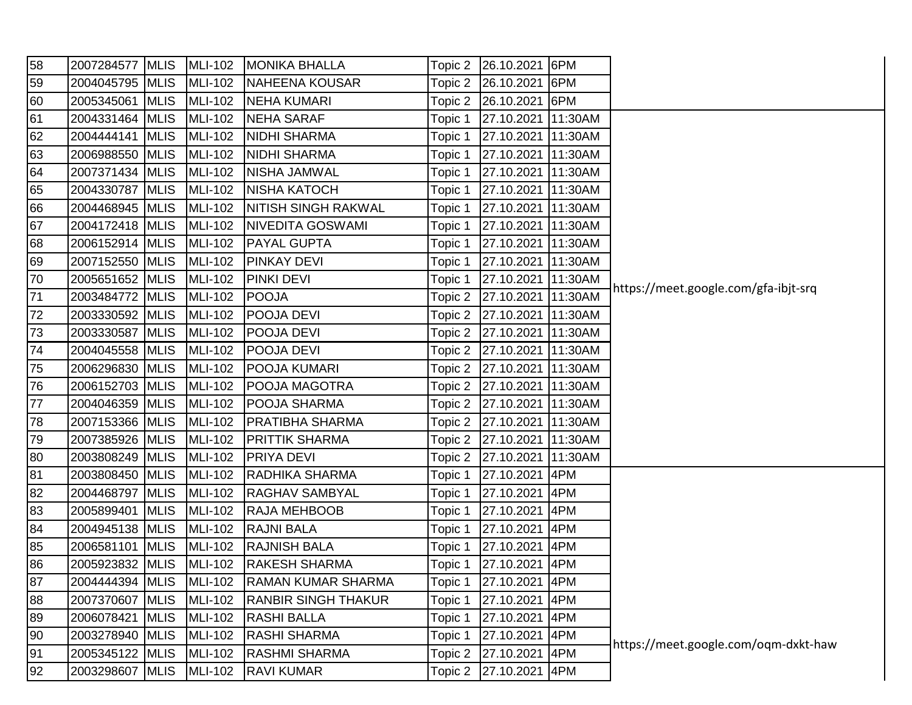| | | | | | | | | |
|---|---|---|---|---|---|---|---|---|
| 58 | 2007284577 | MLIS | MLI-102 | MONIKA BHALLA | Topic 2 | 26.10.2021 | 6PM | |
| 59 | 2004045795 | MLIS | MLI-102 | NAHEENA KOUSAR | Topic 2 | 26.10.2021 | 6PM | |
| 60 | 2005345061 | MLIS | MLI-102 | NEHA KUMARI | Topic 2 | 26.10.2021 | 6PM | |
| 61 | 2004331464 | MLIS | MLI-102 | NEHA SARAF | Topic 1 | 27.10.2021 | 11:30AM | https://meet.google.com/gfa-ibjt-srq |
| 62 | 2004444141 | MLIS | MLI-102 | NIDHI SHARMA | Topic 1 | 27.10.2021 | 11:30AM | |
| 63 | 2006988550 | MLIS | MLI-102 | NIDHI SHARMA | Topic 1 | 27.10.2021 | 11:30AM | |
| 64 | 2007371434 | MLIS | MLI-102 | NISHA JAMWAL | Topic 1 | 27.10.2021 | 11:30AM | |
| 65 | 2004330787 | MLIS | MLI-102 | NISHA KATOCH | Topic 1 | 27.10.2021 | 11:30AM | |
| 66 | 2004468945 | MLIS | MLI-102 | NITISH SINGH RAKWAL | Topic 1 | 27.10.2021 | 11:30AM | |
| 67 | 2004172418 | MLIS | MLI-102 | NIVEDITA GOSWAMI | Topic 1 | 27.10.2021 | 11:30AM | |
| 68 | 2006152914 | MLIS | MLI-102 | PAYAL GUPTA | Topic 1 | 27.10.2021 | 11:30AM | |
| 69 | 2007152550 | MLIS | MLI-102 | PINKAY DEVI | Topic 1 | 27.10.2021 | 11:30AM | |
| 70 | 2005651652 | MLIS | MLI-102 | PINKI DEVI | Topic 1 | 27.10.2021 | 11:30AM | |
| 71 | 2003484772 | MLIS | MLI-102 | POOJA | Topic 2 | 27.10.2021 | 11:30AM | |
| 72 | 2003330592 | MLIS | MLI-102 | POOJA DEVI | Topic 2 | 27.10.2021 | 11:30AM | |
| 73 | 2003330587 | MLIS | MLI-102 | POOJA DEVI | Topic 2 | 27.10.2021 | 11:30AM | |
| 74 | 2004045558 | MLIS | MLI-102 | POOJA DEVI | Topic 2 | 27.10.2021 | 11:30AM | |
| 75 | 2006296830 | MLIS | MLI-102 | POOJA KUMARI | Topic 2 | 27.10.2021 | 11:30AM | |
| 76 | 2006152703 | MLIS | MLI-102 | POOJA MAGOTRA | Topic 2 | 27.10.2021 | 11:30AM | |
| 77 | 2004046359 | MLIS | MLI-102 | POOJA SHARMA | Topic 2 | 27.10.2021 | 11:30AM | |
| 78 | 2007153366 | MLIS | MLI-102 | PRATIBHA SHARMA | Topic 2 | 27.10.2021 | 11:30AM | |
| 79 | 2007385926 | MLIS | MLI-102 | PRITTIK SHARMA | Topic 2 | 27.10.2021 | 11:30AM | |
| 80 | 2003808249 | MLIS | MLI-102 | PRIYA DEVI | Topic 2 | 27.10.2021 | 11:30AM | |
| 81 | 2003808450 | MLIS | MLI-102 | RADHIKA SHARMA | Topic 1 | 27.10.2021 | 4PM | https://meet.google.com/oqm-dxkt-haw |
| 82 | 2004468797 | MLIS | MLI-102 | RAGHAV SAMBYAL | Topic 1 | 27.10.2021 | 4PM | |
| 83 | 2005899401 | MLIS | MLI-102 | RAJA MEHBOOB | Topic 1 | 27.10.2021 | 4PM | |
| 84 | 2004945138 | MLIS | MLI-102 | RAJNI BALA | Topic 1 | 27.10.2021 | 4PM | |
| 85 | 2006581101 | MLIS | MLI-102 | RAJNISH BALA | Topic 1 | 27.10.2021 | 4PM | |
| 86 | 2005923832 | MLIS | MLI-102 | RAKESH SHARMA | Topic 1 | 27.10.2021 | 4PM | |
| 87 | 2004444394 | MLIS | MLI-102 | RAMAN KUMAR SHARMA | Topic 1 | 27.10.2021 | 4PM | |
| 88 | 2007370607 | MLIS | MLI-102 | RANBIR SINGH THAKUR | Topic 1 | 27.10.2021 | 4PM | |
| 89 | 2006078421 | MLIS | MLI-102 | RASHI BALLA | Topic 1 | 27.10.2021 | 4PM | |
| 90 | 2003278940 | MLIS | MLI-102 | RASHI SHARMA | Topic 1 | 27.10.2021 | 4PM | |
| 91 | 2005345122 | MLIS | MLI-102 | RASHMI SHARMA | Topic 2 | 27.10.2021 | 4PM | |
| 92 | 2003298607 | MLIS | MLI-102 | RAVI KUMAR | Topic 2 | 27.10.2021 | 4PM | |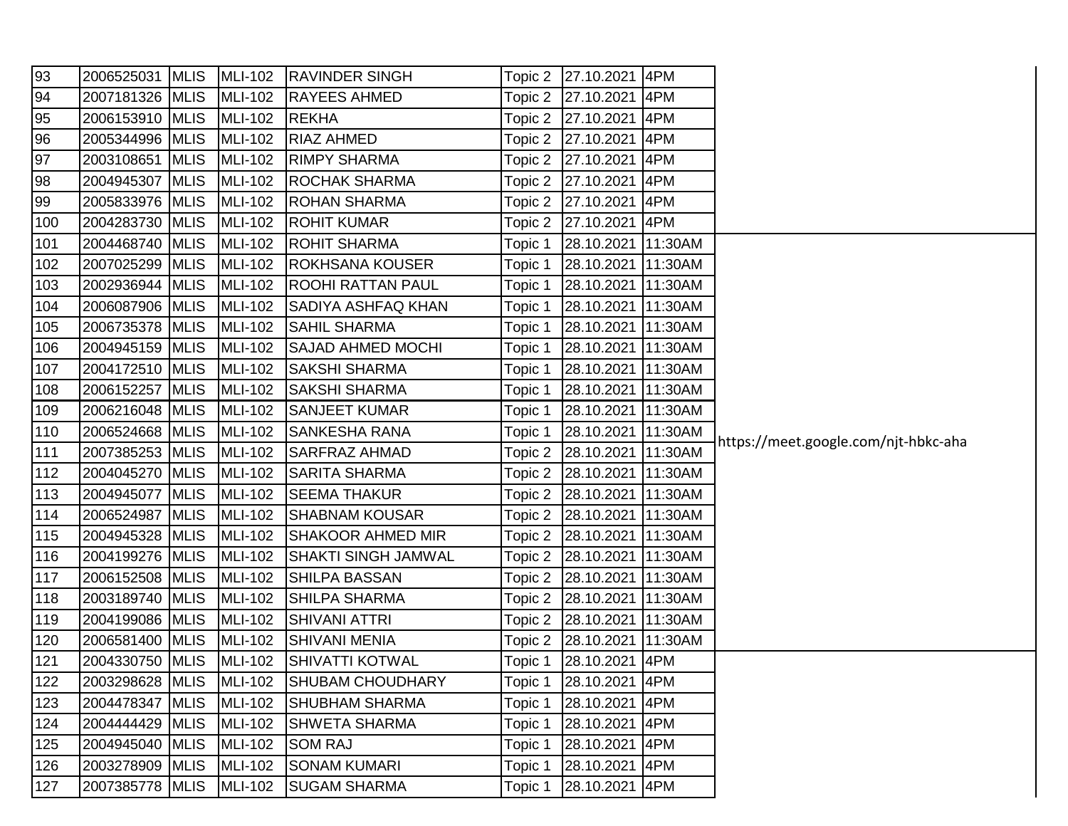| | | | | | | | | |
|---|---|---|---|---|---|---|---|---|
| 93 | 2006525031 | MLIS | MLI-102 | RAVINDER SINGH | Topic 2 | 27.10.2021 | 4PM | |
| 94 | 2007181326 | MLIS | MLI-102 | RAYEES AHMED | Topic 2 | 27.10.2021 | 4PM | |
| 95 | 2006153910 | MLIS | MLI-102 | REKHA | Topic 2 | 27.10.2021 | 4PM | |
| 96 | 2005344996 | MLIS | MLI-102 | RIAZ AHMED | Topic 2 | 27.10.2021 | 4PM | |
| 97 | 2003108651 | MLIS | MLI-102 | RIMPY SHARMA | Topic 2 | 27.10.2021 | 4PM | |
| 98 | 2004945307 | MLIS | MLI-102 | ROCHAK SHARMA | Topic 2 | 27.10.2021 | 4PM | |
| 99 | 2005833976 | MLIS | MLI-102 | ROHAN SHARMA | Topic 2 | 27.10.2021 | 4PM | |
| 100 | 2004283730 | MLIS | MLI-102 | ROHIT KUMAR | Topic 2 | 27.10.2021 | 4PM | |
| 101 | 2004468740 | MLIS | MLI-102 | ROHIT SHARMA | Topic 1 | 28.10.2021 | 11:30AM | https://meet.google.com/njt-hbkc-aha |
| 102 | 2007025299 | MLIS | MLI-102 | ROKHSANA KOUSER | Topic 1 | 28.10.2021 | 11:30AM | |
| 103 | 2002936944 | MLIS | MLI-102 | ROOHI RATTAN PAUL | Topic 1 | 28.10.2021 | 11:30AM | |
| 104 | 2006087906 | MLIS | MLI-102 | SADIYA ASHFAQ KHAN | Topic 1 | 28.10.2021 | 11:30AM | |
| 105 | 2006735378 | MLIS | MLI-102 | SAHIL SHARMA | Topic 1 | 28.10.2021 | 11:30AM | |
| 106 | 2004945159 | MLIS | MLI-102 | SAJAD AHMED MOCHI | Topic 1 | 28.10.2021 | 11:30AM | |
| 107 | 2004172510 | MLIS | MLI-102 | SAKSHI SHARMA | Topic 1 | 28.10.2021 | 11:30AM | |
| 108 | 2006152257 | MLIS | MLI-102 | SAKSHI SHARMA | Topic 1 | 28.10.2021 | 11:30AM | |
| 109 | 2006216048 | MLIS | MLI-102 | SANJEET KUMAR | Topic 1 | 28.10.2021 | 11:30AM | |
| 110 | 2006524668 | MLIS | MLI-102 | SANKESHA RANA | Topic 1 | 28.10.2021 | 11:30AM | |
| 111 | 2007385253 | MLIS | MLI-102 | SARFRAZ AHMAD | Topic 2 | 28.10.2021 | 11:30AM | |
| 112 | 2004045270 | MLIS | MLI-102 | SARITA SHARMA | Topic 2 | 28.10.2021 | 11:30AM | |
| 113 | 2004945077 | MLIS | MLI-102 | SEEMA THAKUR | Topic 2 | 28.10.2021 | 11:30AM | |
| 114 | 2006524987 | MLIS | MLI-102 | SHABNAM KOUSAR | Topic 2 | 28.10.2021 | 11:30AM | |
| 115 | 2004945328 | MLIS | MLI-102 | SHAKOOR AHMED MIR | Topic 2 | 28.10.2021 | 11:30AM | |
| 116 | 2004199276 | MLIS | MLI-102 | SHAKTI SINGH JAMWAL | Topic 2 | 28.10.2021 | 11:30AM | |
| 117 | 2006152508 | MLIS | MLI-102 | SHILPA BASSAN | Topic 2 | 28.10.2021 | 11:30AM | |
| 118 | 2003189740 | MLIS | MLI-102 | SHILPA SHARMA | Topic 2 | 28.10.2021 | 11:30AM | |
| 119 | 2004199086 | MLIS | MLI-102 | SHIVANI ATTRI | Topic 2 | 28.10.2021 | 11:30AM | |
| 120 | 2006581400 | MLIS | MLI-102 | SHIVANI MENIA | Topic 2 | 28.10.2021 | 11:30AM | |
| 121 | 2004330750 | MLIS | MLI-102 | SHIVATTI KOTWAL | Topic 1 | 28.10.2021 | 4PM | |
| 122 | 2003298628 | MLIS | MLI-102 | SHUBAM CHOUDHARY | Topic 1 | 28.10.2021 | 4PM | |
| 123 | 2004478347 | MLIS | MLI-102 | SHUBHAM SHARMA | Topic 1 | 28.10.2021 | 4PM | |
| 124 | 2004444429 | MLIS | MLI-102 | SHWETA SHARMA | Topic 1 | 28.10.2021 | 4PM | |
| 125 | 2004945040 | MLIS | MLI-102 | SOM RAJ | Topic 1 | 28.10.2021 | 4PM | |
| 126 | 2003278909 | MLIS | MLI-102 | SONAM KUMARI | Topic 1 | 28.10.2021 | 4PM | |
| 127 | 2007385778 | MLIS | MLI-102 | SUGAM SHARMA | Topic 1 | 28.10.2021 | 4PM | |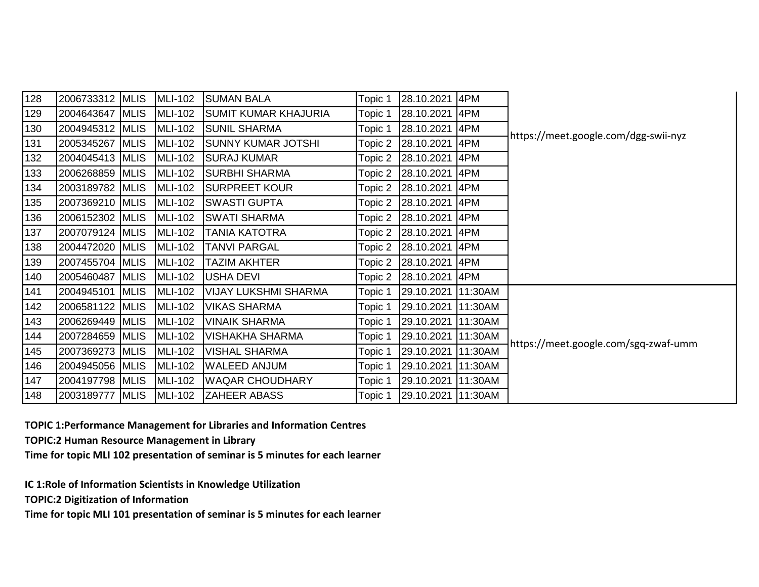| | | | | | | | | |
|---|---|---|---|---|---|---|---|---|
| 128 | 2006733312 | MLIS | MLI-102 | SUMAN BALA | Topic 1 | 28.10.2021 | 4PM | https://meet.google.com/dgg-swii-nyz |
| 129 | 2004643647 | MLIS | MLI-102 | SUMIT KUMAR KHAJURIA | Topic 1 | 28.10.2021 | 4PM | |
| 130 | 2004945312 | MLIS | MLI-102 | SUNIL SHARMA | Topic 1 | 28.10.2021 | 4PM | |
| 131 | 2005345267 | MLIS | MLI-102 | SUNNY KUMAR JOTSHI | Topic 2 | 28.10.2021 | 4PM | |
| 132 | 2004045413 | MLIS | MLI-102 | SURAJ KUMAR | Topic 2 | 28.10.2021 | 4PM | |
| 133 | 2006268859 | MLIS | MLI-102 | SURBHI SHARMA | Topic 2 | 28.10.2021 | 4PM | |
| 134 | 2003189782 | MLIS | MLI-102 | SURPREET KOUR | Topic 2 | 28.10.2021 | 4PM | |
| 135 | 2007369210 | MLIS | MLI-102 | SWASTI GUPTA | Topic 2 | 28.10.2021 | 4PM | |
| 136 | 2006152302 | MLIS | MLI-102 | SWATI SHARMA | Topic 2 | 28.10.2021 | 4PM | |
| 137 | 2007079124 | MLIS | MLI-102 | TANIA KATOTRA | Topic 2 | 28.10.2021 | 4PM | |
| 138 | 2004472020 | MLIS | MLI-102 | TANVI PARGAL | Topic 2 | 28.10.2021 | 4PM | |
| 139 | 2007455704 | MLIS | MLI-102 | TAZIM AKHTER | Topic 2 | 28.10.2021 | 4PM | |
| 140 | 2005460487 | MLIS | MLI-102 | USHA DEVI | Topic 2 | 28.10.2021 | 4PM | |
| 141 | 2004945101 | MLIS | MLI-102 | VIJAY LUKSHMI SHARMA | Topic 1 | 29.10.2021 | 11:30AM | https://meet.google.com/sgq-zwaf-umm |
| 142 | 2006581122 | MLIS | MLI-102 | VIKAS SHARMA | Topic 1 | 29.10.2021 | 11:30AM | |
| 143 | 2006269449 | MLIS | MLI-102 | VINAIK SHARMA | Topic 1 | 29.10.2021 | 11:30AM | |
| 144 | 2007284659 | MLIS | MLI-102 | VISHAKHA SHARMA | Topic 1 | 29.10.2021 | 11:30AM | |
| 145 | 2007369273 | MLIS | MLI-102 | VISHAL SHARMA | Topic 1 | 29.10.2021 | 11:30AM | |
| 146 | 2004945056 | MLIS | MLI-102 | WALEED ANJUM | Topic 1 | 29.10.2021 | 11:30AM | |
| 147 | 2004197798 | MLIS | MLI-102 | WAQAR CHOUDHARY | Topic 1 | 29.10.2021 | 11:30AM | |
| 148 | 2003189777 | MLIS | MLI-102 | ZAHEER ABASS | Topic 1 | 29.10.2021 | 11:30AM | |

**TOPIC 1:Performance Management for Libraries and Information Centres**

**TOPIC:2 Human Resource Management in Library**

**Time for topic MLI 102 presentation of seminar is 5 minutes for each learner**

**IC 1:Role of Information Scientists in Knowledge Utilization**

**TOPIC:2 Digitization of Information**

**Time for topic MLI 101 presentation of seminar is 5 minutes for each learner**